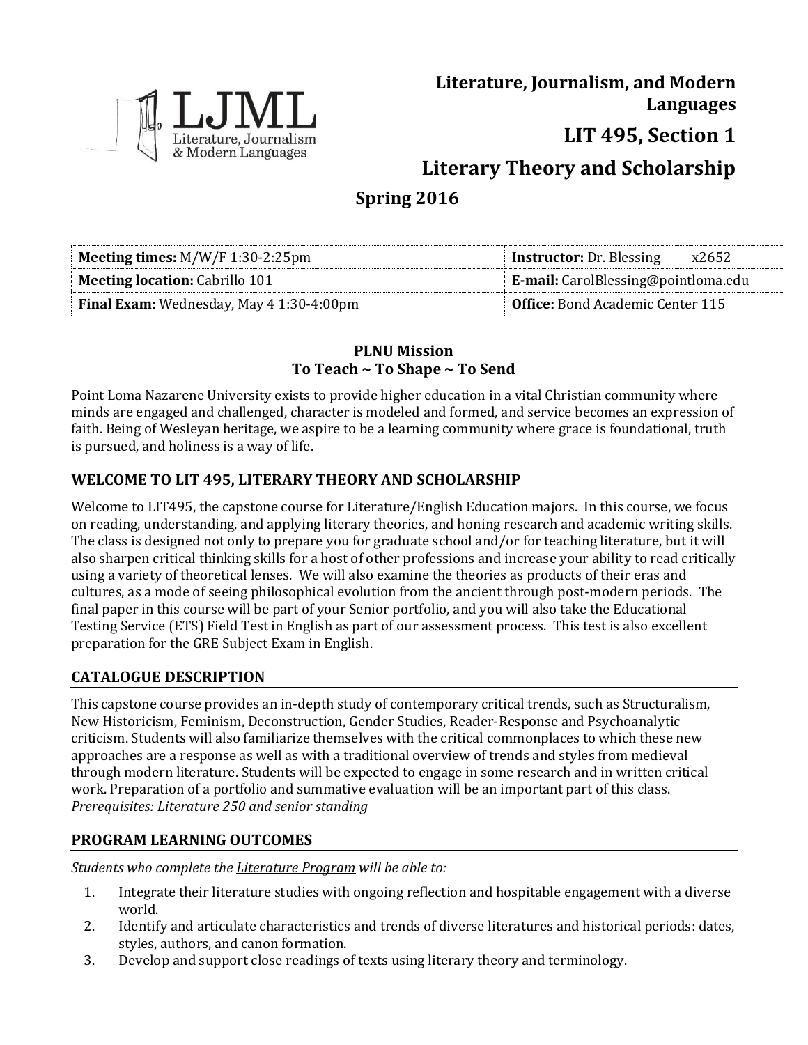**Literature, Journalism, and Modern Languages**

# LIT 495, Section 1

# Literary Theory and Scholarship

## Spring 2016

| **Meeting times:** M/W/F 1:30-2:25pm | **Instructor:** Dr. Blessing x2652 |
|---|---|
| **Meeting location:** Cabrillo 101 | **E-mail:** CarolBlessing@pointloma.edu |
| **Final Exam:** Wednesday, May 4 1:30-4:00pm | **Office:** Bond Academic Center 115 |

**PLNU Mission**
**To Teach ~ To Shape ~ To Send**

Point Loma Nazarene University exists to provide higher education in a vital Christian community where minds are engaged and challenged, character is modeled and formed, and service becomes an expression of faith. Being of Wesleyan heritage, we aspire to be a learning community where grace is foundational, truth is pursued, and holiness is a way of life.

## WELCOME TO LIT 495, LITERARY THEORY AND SCHOLARSHIP

Welcome to LIT495, the capstone course for Literature/English Education majors. In this course, we focus on reading, understanding, and applying literary theories, and honing research and academic writing skills. The class is designed not only to prepare you for graduate school and/or for teaching literature, but it will also sharpen critical thinking skills for a host of other professions and increase your ability to read critically using a variety of theoretical lenses. We will also examine the theories as products of their eras and cultures, as a mode of seeing philosophical evolution from the ancient through post-modern periods. The final paper in this course will be part of your Senior portfolio, and you will also take the Educational Testing Service (ETS) Field Test in English as part of our assessment process. This test is also excellent preparation for the GRE Subject Exam in English.

## CATALOGUE DESCRIPTION

This capstone course provides an in-depth study of contemporary critical trends, such as Structuralism, New Historicism, Feminism, Deconstruction, Gender Studies, Reader-Response and Psychoanalytic criticism. Students will also familiarize themselves with the critical commonplaces to which these new approaches are a response as well as with a traditional overview of trends and styles from medieval through modern literature. Students will be expected to engage in some research and in written critical work. Preparation of a portfolio and summative evaluation will be an important part of this class.
*Prerequisites: Literature 250 and senior standing*

## PROGRAM LEARNING OUTCOMES

*Students who complete the Literature Program will be able to:*

1. Integrate their literature studies with ongoing reflection and hospitable engagement with a diverse world.
2. Identify and articulate characteristics and trends of diverse literatures and historical periods: dates, styles, authors, and canon formation.
3. Develop and support close readings of texts using literary theory and terminology.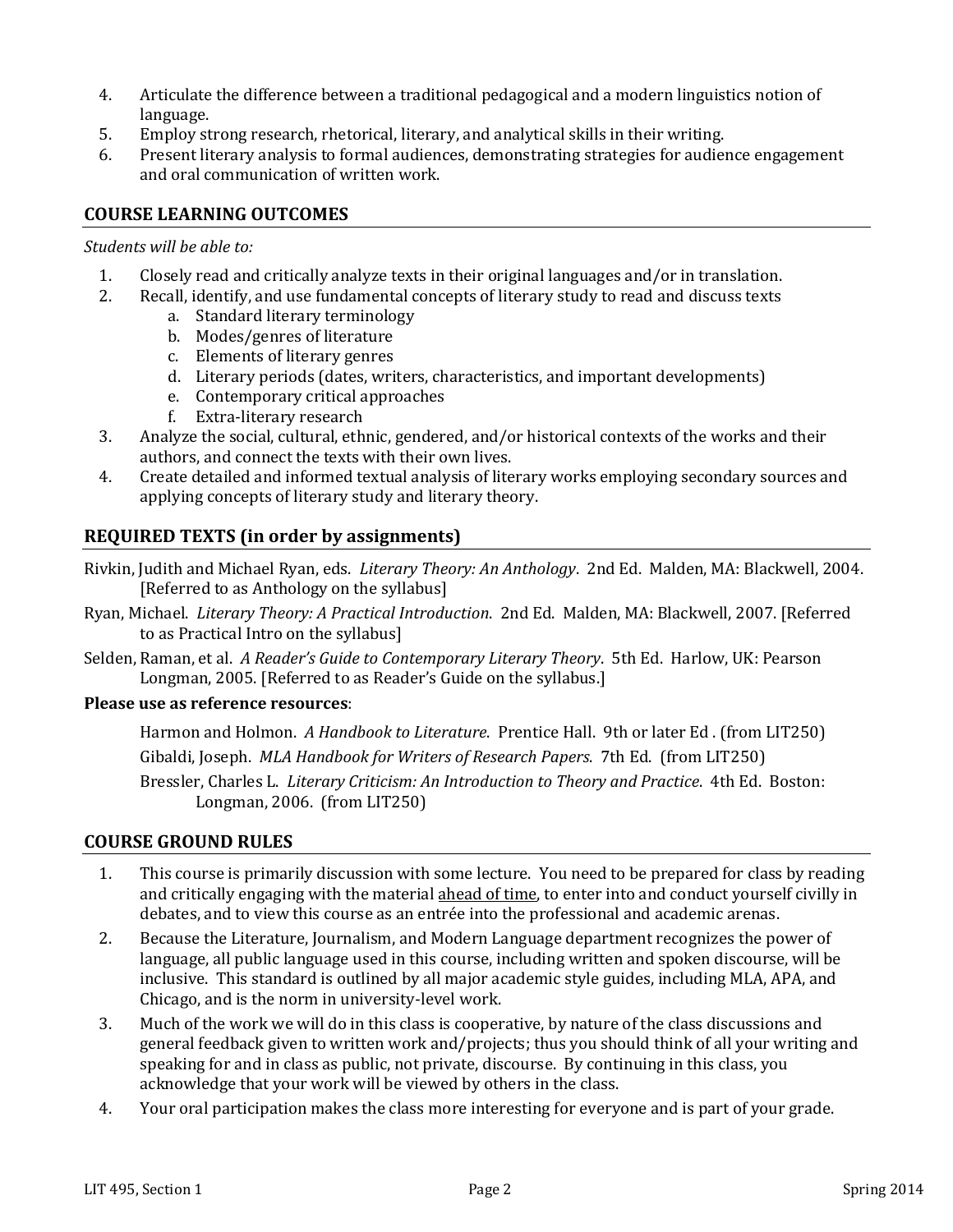4. Articulate the difference between a traditional pedagogical and a modern linguistics notion of language.
5. Employ strong research, rhetorical, literary, and analytical skills in their writing.
6. Present literary analysis to formal audiences, demonstrating strategies for audience engagement and oral communication of written work.

## COURSE LEARNING OUTCOMES

*Students will be able to:*

1. Closely read and critically analyze texts in their original languages and/or in translation.
2. Recall, identify, and use fundamental concepts of literary study to read and discuss texts
    a. Standard literary terminology
    b. Modes/genres of literature
    c. Elements of literary genres
    d. Literary periods (dates, writers, characteristics, and important developments)
    e. Contemporary critical approaches
    f. Extra-literary research
3. Analyze the social, cultural, ethnic, gendered, and/or historical contexts of the works and their authors, and connect the texts with their own lives.
4. Create detailed and informed textual analysis of literary works employing secondary sources and applying concepts of literary study and literary theory.

## REQUIRED TEXTS (in order by assignments)

Rivkin, Judith and Michael Ryan, eds. *Literary Theory: An Anthology*. 2nd Ed. Malden, MA: Blackwell, 2004. [Referred to as Anthology on the syllabus]

Ryan, Michael. *Literary Theory: A Practical Introduction*. 2nd Ed. Malden, MA: Blackwell, 2007. [Referred to as Practical Intro on the syllabus]

Selden, Raman, et al. *A Reader's Guide to Contemporary Literary Theory*. 5th Ed. Harlow, UK: Pearson Longman, 2005. [Referred to as Reader's Guide on the syllabus.]

**Please use as reference resources**:

Harmon and Holmon. *A Handbook to Literature*. Prentice Hall. 9th or later Ed . (from LIT250)

Gibaldi, Joseph. *MLA Handbook for Writers of Research Papers*. 7th Ed. (from LIT250)

Bressler, Charles L. *Literary Criticism: An Introduction to Theory and Practice*. 4th Ed. Boston: Longman, 2006. (from LIT250)

## COURSE GROUND RULES

1. This course is primarily discussion with some lecture. You need to be prepared for class by reading and critically engaging with the material <u>ahead of time</u>, to enter into and conduct yourself civilly in debates, and to view this course as an entrée into the professional and academic arenas.
2. Because the Literature, Journalism, and Modern Language department recognizes the power of language, all public language used in this course, including written and spoken discourse, will be inclusive. This standard is outlined by all major academic style guides, including MLA, APA, and Chicago, and is the norm in university-level work.
3. Much of the work we will do in this class is cooperative, by nature of the class discussions and general feedback given to written work and/projects; thus you should think of all your writing and speaking for and in class as public, not private, discourse. By continuing in this class, you acknowledge that your work will be viewed by others in the class.
4. Your oral participation makes the class more interesting for everyone and is part of your grade.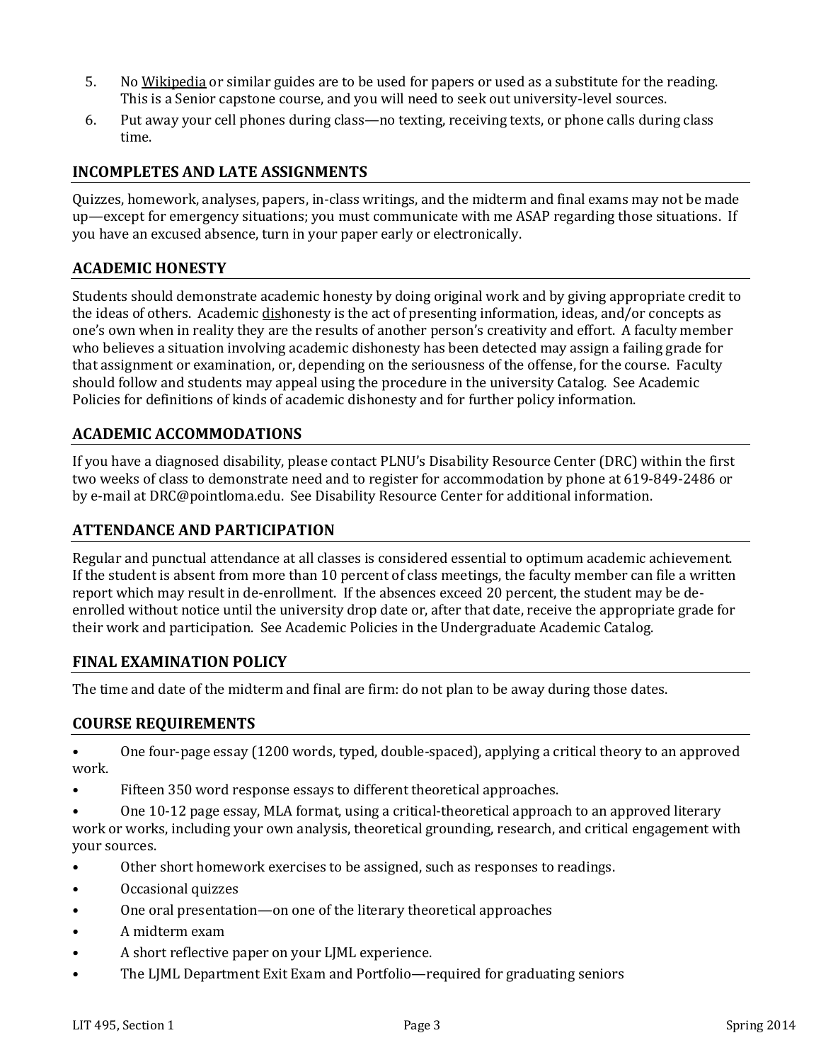5. No Wikipedia or similar guides are to be used for papers or used as a substitute for the reading. This is a Senior capstone course, and you will need to seek out university-level sources.
6. Put away your cell phones during class—no texting, receiving texts, or phone calls during class time.

## INCOMPLETES AND LATE ASSIGNMENTS

Quizzes, homework, analyses, papers, in-class writings, and the midterm and final exams may not be made up—except for emergency situations; you must communicate with me ASAP regarding those situations. If you have an excused absence, turn in your paper early or electronically.

## ACADEMIC HONESTY

Students should demonstrate academic honesty by doing original work and by giving appropriate credit to the ideas of others. Academic dishonesty is the act of presenting information, ideas, and/or concepts as one's own when in reality they are the results of another person's creativity and effort. A faculty member who believes a situation involving academic dishonesty has been detected may assign a failing grade for that assignment or examination, or, depending on the seriousness of the offense, for the course. Faculty should follow and students may appeal using the procedure in the university Catalog. See Academic Policies for definitions of kinds of academic dishonesty and for further policy information.

## ACADEMIC ACCOMMODATIONS

If you have a diagnosed disability, please contact PLNU's Disability Resource Center (DRC) within the first two weeks of class to demonstrate need and to register for accommodation by phone at 619-849-2486 or by e-mail at DRC@pointloma.edu. See Disability Resource Center for additional information.

## ATTENDANCE AND PARTICIPATION

Regular and punctual attendance at all classes is considered essential to optimum academic achievement. If the student is absent from more than 10 percent of class meetings, the faculty member can file a written report which may result in de-enrollment. If the absences exceed 20 percent, the student may be de-enrolled without notice until the university drop date or, after that date, receive the appropriate grade for their work and participation. See Academic Policies in the Undergraduate Academic Catalog.

## FINAL EXAMINATION POLICY

The time and date of the midterm and final are firm: do not plan to be away during those dates.

## COURSE REQUIREMENTS

- One four-page essay (1200 words, typed, double-spaced), applying a critical theory to an approved work.
- Fifteen 350 word response essays to different theoretical approaches.
- One 10-12 page essay, MLA format, using a critical-theoretical approach to an approved literary work or works, including your own analysis, theoretical grounding, research, and critical engagement with your sources.
- Other short homework exercises to be assigned, such as responses to readings.
- Occasional quizzes
- One oral presentation—on one of the literary theoretical approaches
- A midterm exam
- A short reflective paper on your LJML experience.
- The LJML Department Exit Exam and Portfolio—required for graduating seniors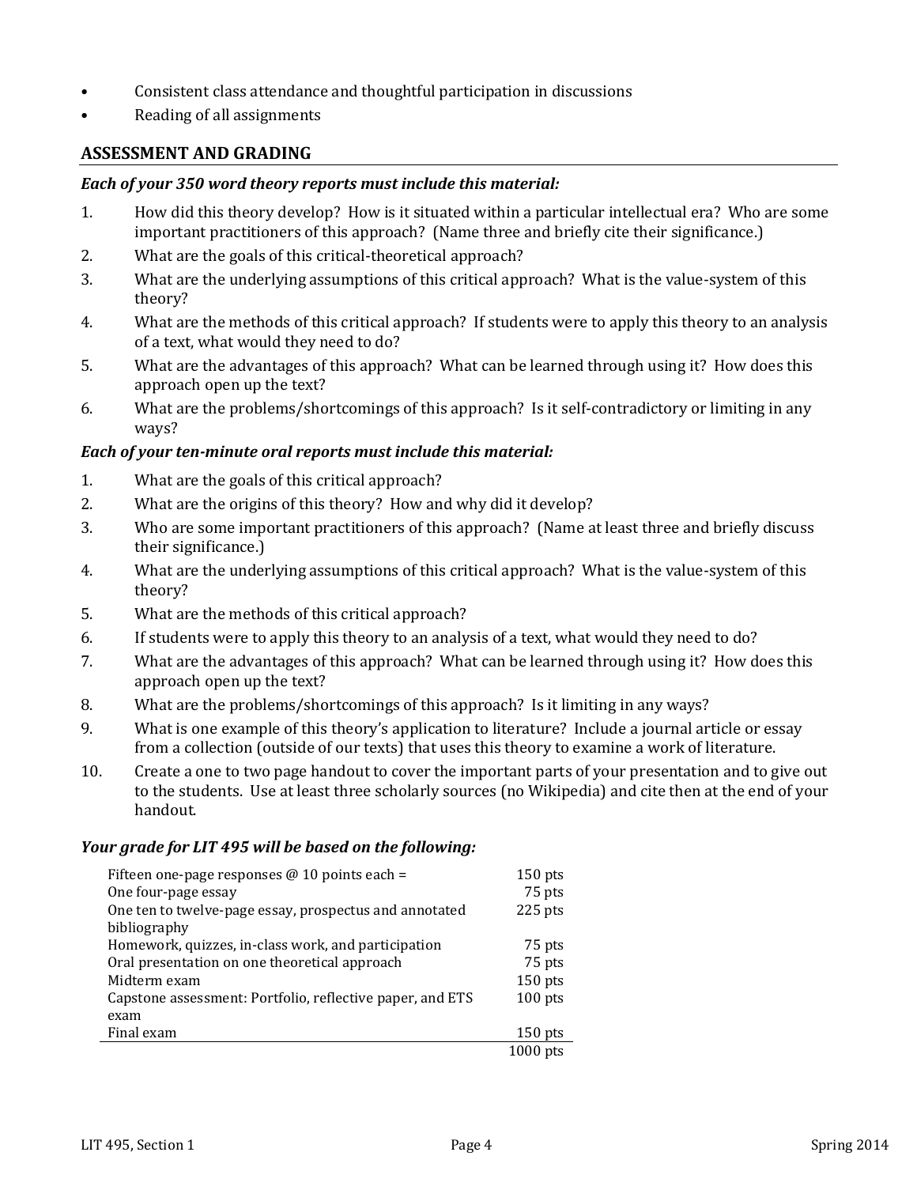- Consistent class attendance and thoughtful participation in discussions
- Reading of all assignments

## ASSESSMENT AND GRADING

***Each of your 350 word theory reports must include this material:***

1. How did this theory develop? How is it situated within a particular intellectual era? Who are some important practitioners of this approach? (Name three and briefly cite their significance.)
2. What are the goals of this critical-theoretical approach?
3. What are the underlying assumptions of this critical approach? What is the value-system of this theory?
4. What are the methods of this critical approach? If students were to apply this theory to an analysis of a text, what would they need to do?
5. What are the advantages of this approach? What can be learned through using it? How does this approach open up the text?
6. What are the problems/shortcomings of this approach? Is it self-contradictory or limiting in any ways?

***Each of your ten-minute oral reports must include this material:***

1. What are the goals of this critical approach?
2. What are the origins of this theory? How and why did it develop?
3. Who are some important practitioners of this approach? (Name at least three and briefly discuss their significance.)
4. What are the underlying assumptions of this critical approach? What is the value-system of this theory?
5. What are the methods of this critical approach?
6. If students were to apply this theory to an analysis of a text, what would they need to do?
7. What are the advantages of this approach? What can be learned through using it? How does this approach open up the text?
8. What are the problems/shortcomings of this approach? Is it limiting in any ways?
9. What is one example of this theory's application to literature? Include a journal article or essay from a collection (outside of our texts) that uses this theory to examine a work of literature.
10. Create a one to two page handout to cover the important parts of your presentation and to give out to the students. Use at least three scholarly sources (no Wikipedia) and cite then at the end of your handout.

***Your grade for LIT 495 will be based on the following:***

| | |
|---|---|
| Fifteen one-page responses @ 10 points each = | 150 pts |
| One four-page essay | 75 pts |
| One ten to twelve-page essay, prospectus and annotated bibliography | 225 pts |
| Homework, quizzes, in-class work, and participation | 75 pts |
| Oral presentation on one theoretical approach | 75 pts |
| Midterm exam | 150 pts |
| Capstone assessment: Portfolio, reflective paper, and ETS exam | 100 pts |
| Final exam | 150 pts |
| | 1000 pts |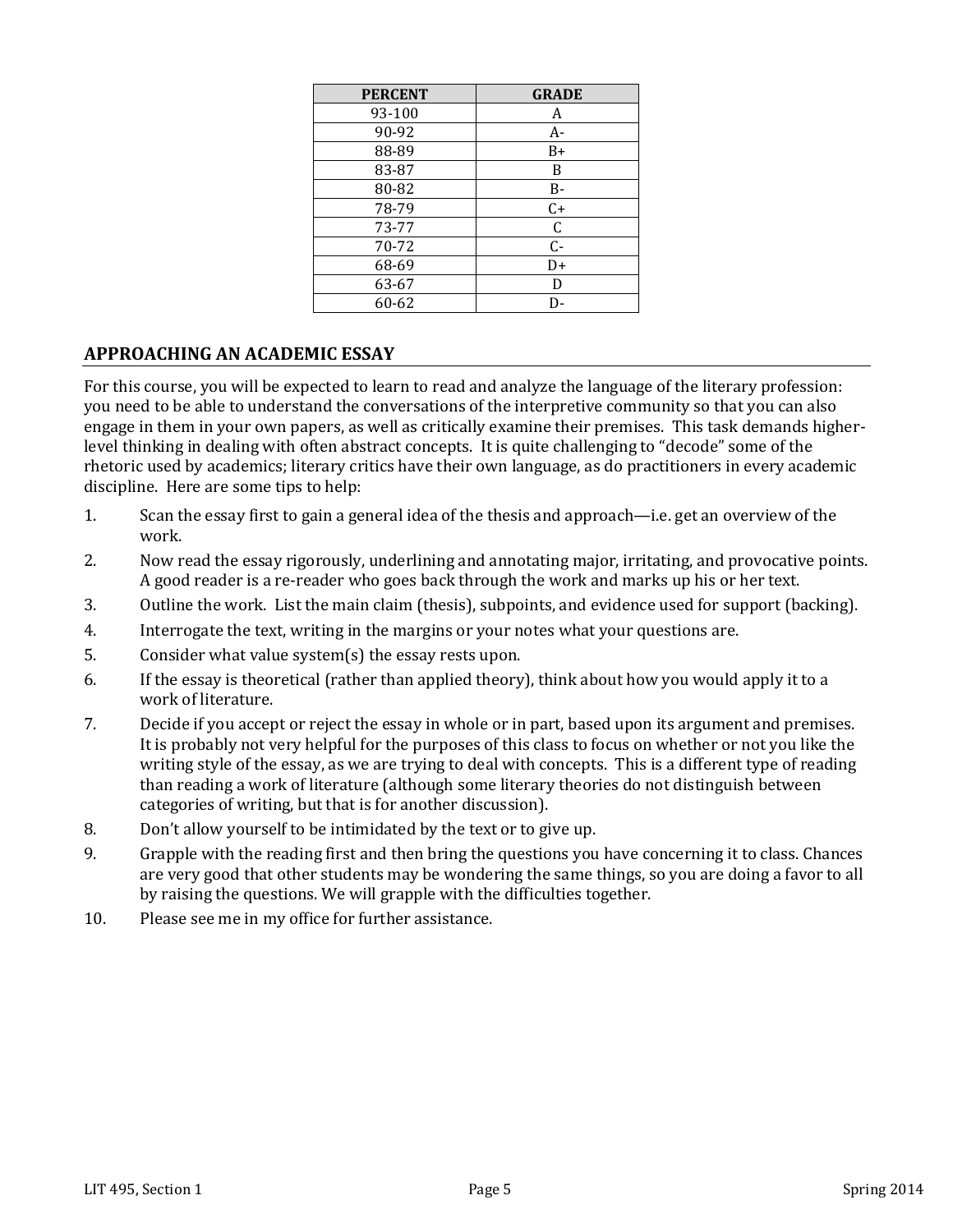| PERCENT | GRADE |
| --- | --- |
| 93-100 | A |
| 90-92 | A- |
| 88-89 | B+ |
| 83-87 | B |
| 80-82 | B- |
| 78-79 | C+ |
| 73-77 | C |
| 70-72 | C- |
| 68-69 | D+ |
| 63-67 | D |
| 60-62 | D- |

## APPROACHING AN ACADEMIC ESSAY

For this course, you will be expected to learn to read and analyze the language of the literary profession: you need to be able to understand the conversations of the interpretive community so that you can also engage in them in your own papers, as well as critically examine their premises. This task demands higher-level thinking in dealing with often abstract concepts. It is quite challenging to "decode" some of the rhetoric used by academics; literary critics have their own language, as do practitioners in every academic discipline. Here are some tips to help:

1. Scan the essay first to gain a general idea of the thesis and approach—i.e. get an overview of the work.
2. Now read the essay rigorously, underlining and annotating major, irritating, and provocative points. A good reader is a re-reader who goes back through the work and marks up his or her text.
3. Outline the work. List the main claim (thesis), subpoints, and evidence used for support (backing).
4. Interrogate the text, writing in the margins or your notes what your questions are.
5. Consider what value system(s) the essay rests upon.
6. If the essay is theoretical (rather than applied theory), think about how you would apply it to a work of literature.
7. Decide if you accept or reject the essay in whole or in part, based upon its argument and premises. It is probably not very helpful for the purposes of this class to focus on whether or not you like the writing style of the essay, as we are trying to deal with concepts. This is a different type of reading than reading a work of literature (although some literary theories do not distinguish between categories of writing, but that is for another discussion).
8. Don't allow yourself to be intimidated by the text or to give up.
9. Grapple with the reading first and then bring the questions you have concerning it to class. Chances are very good that other students may be wondering the same things, so you are doing a favor to all by raising the questions. We will grapple with the difficulties together.
10. Please see me in my office for further assistance.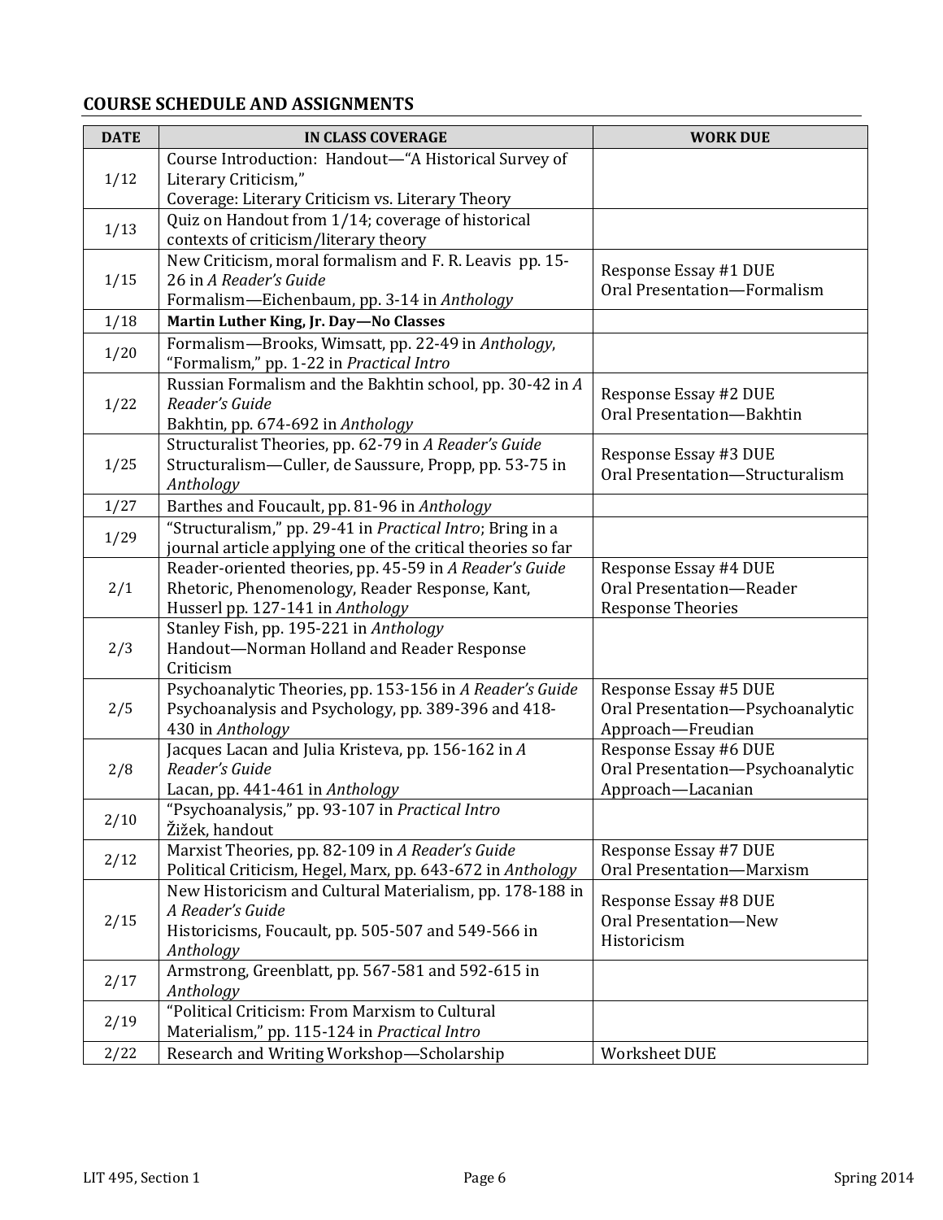## COURSE SCHEDULE AND ASSIGNMENTS

| DATE | IN CLASS COVERAGE | WORK DUE |
|---|---|---|
| 1/12 | Course Introduction: Handout—"A Historical Survey of Literary Criticism,"<br>Coverage: Literary Criticism vs. Literary Theory | |
| 1/13 | Quiz on Handout from 1/14; coverage of historical contexts of criticism/literary theory | |
| 1/15 | New Criticism, moral formalism and F. R. Leavis pp. 15-26 in *A Reader's Guide*<br>Formalism—Eichenbaum, pp. 3-14 in *Anthology* | Response Essay #1 DUE<br>Oral Presentation—Formalism |
| 1/18 | **Martin Luther King, Jr. Day—No Classes** | |
| 1/20 | Formalism—Brooks, Wimsatt, pp. 22-49 in *Anthology*, "Formalism," pp. 1-22 in *Practical Intro* | |
| 1/22 | Russian Formalism and the Bakhtin school, pp. 30-42 in *A Reader's Guide*<br>Bakhtin, pp. 674-692 in *Anthology* | Response Essay #2 DUE<br>Oral Presentation—Bakhtin |
| 1/25 | Structuralist Theories, pp. 62-79 in *A Reader's Guide*<br>Structuralism—Culler, de Saussure, Propp, pp. 53-75 in *Anthology* | Response Essay #3 DUE<br>Oral Presentation—Structuralism |
| 1/27 | Barthes and Foucault, pp. 81-96 in *Anthology* | |
| 1/29 | "Structuralism," pp. 29-41 in *Practical Intro*; Bring in a journal article applying one of the critical theories so far | |
| 2/1 | Reader-oriented theories, pp. 45-59 in *A Reader's Guide*<br>Rhetoric, Phenomenology, Reader Response, Kant, Husserl pp. 127-141 in *Anthology* | Response Essay #4 DUE<br>Oral Presentation—Reader Response Theories |
| 2/3 | Stanley Fish, pp. 195-221 in *Anthology*<br>Handout—Norman Holland and Reader Response Criticism | |
| 2/5 | Psychoanalytic Theories, pp. 153-156 in *A Reader's Guide*<br>Psychoanalysis and Psychology, pp. 389-396 and 418-430 in *Anthology* | Response Essay #5 DUE<br>Oral Presentation—Psychoanalytic Approach—Freudian |
| 2/8 | Jacques Lacan and Julia Kristeva, pp. 156-162 in *A Reader's Guide*<br>Lacan, pp. 441-461 in *Anthology* | Response Essay #6 DUE<br>Oral Presentation—Psychoanalytic Approach—Lacanian |
| 2/10 | "Psychoanalysis," pp. 93-107 in *Practical Intro*<br>Žižek, handout | |
| 2/12 | Marxist Theories, pp. 82-109 in *A Reader's Guide*<br>Political Criticism, Hegel, Marx, pp. 643-672 in *Anthology* | Response Essay #7 DUE<br>Oral Presentation—Marxism |
| 2/15 | New Historicism and Cultural Materialism, pp. 178-188 in *A Reader's Guide*<br>Historicisms, Foucault, pp. 505-507 and 549-566 in *Anthology* | Response Essay #8 DUE<br>Oral Presentation—New Historicism |
| 2/17 | Armstrong, Greenblatt, pp. 567-581 and 592-615 in *Anthology* | |
| 2/19 | "Political Criticism: From Marxism to Cultural Materialism," pp. 115-124 in *Practical Intro* | |
| 2/22 | Research and Writing Workshop—Scholarship | Worksheet DUE |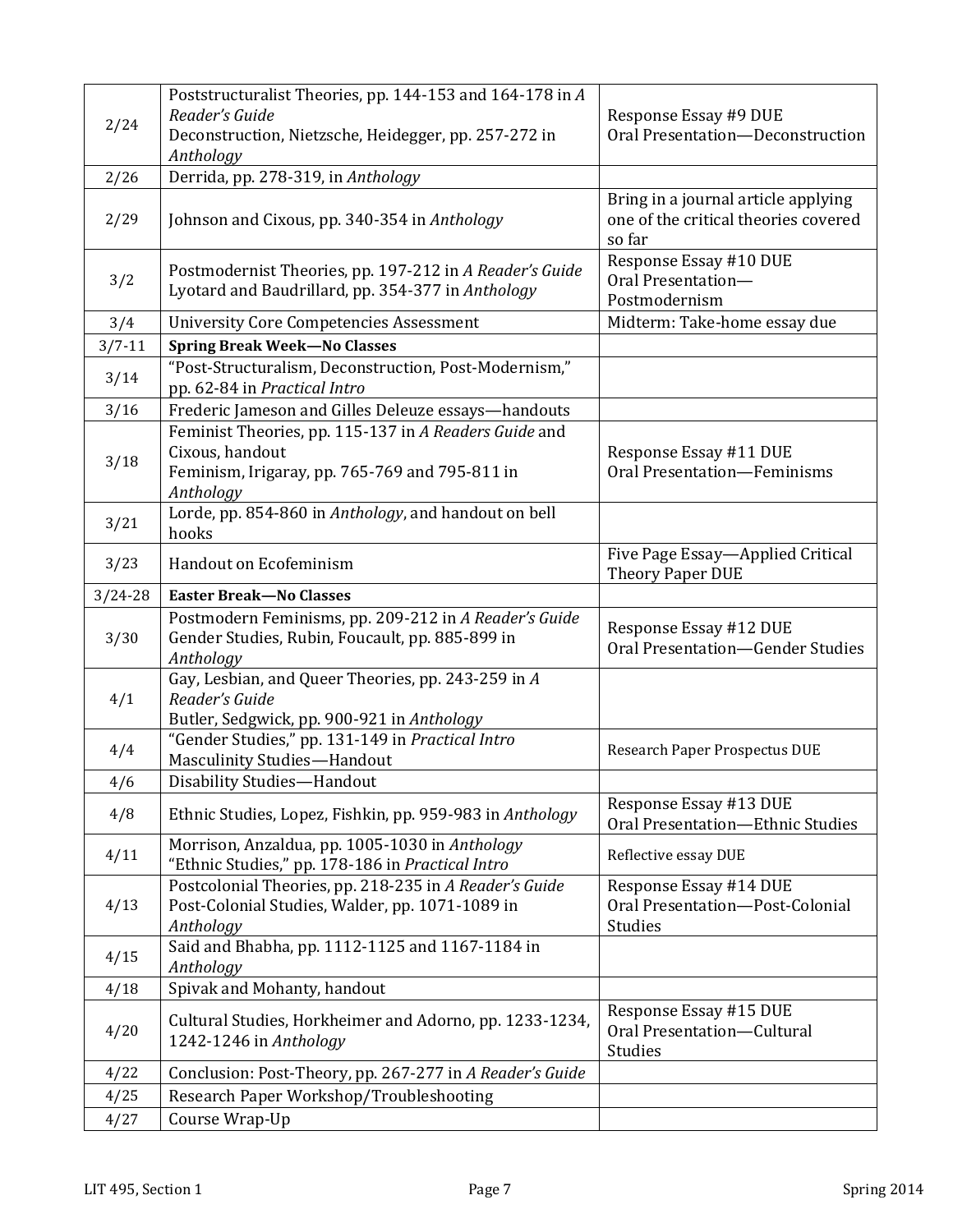| 2/24 | Poststructuralist Theories, pp. 144-153 and 164-178 in *A Reader's Guide*<br>Deconstruction, Nietzsche, Heidegger, pp. 257-272 in *Anthology* | Response Essay #9 DUE<br>Oral Presentation—Deconstruction |
|---|---|---|
| 2/26 | Derrida, pp. 278-319, in *Anthology* | |
| 2/29 | Johnson and Cixous, pp. 340-354 in *Anthology* | Bring in a journal article applying one of the critical theories covered so far |
| 3/2 | Postmodernist Theories, pp. 197-212 in *A Reader's Guide*<br>Lyotard and Baudrillard, pp. 354-377 in *Anthology* | Response Essay #10 DUE<br>Oral Presentation—Postmodernism |
| 3/4 | University Core Competencies Assessment | Midterm: Take-home essay due |
| 3/7-11 | **Spring Break Week—No Classes** | |
| 3/14 | "Post-Structuralism, Deconstruction, Post-Modernism," pp. 62-84 in *Practical Intro* | |
| 3/16 | Frederic Jameson and Gilles Deleuze essays—handouts | |
| 3/18 | Feminist Theories, pp. 115-137 in *A Readers Guide* and Cixous, handout<br>Feminism, Irigaray, pp. 765-769 and 795-811 in *Anthology* | Response Essay #11 DUE<br>Oral Presentation—Feminisms |
| 3/21 | Lorde, pp. 854-860 in *Anthology*, and handout on bell hooks | |
| 3/23 | Handout on Ecofeminism | Five Page Essay—Applied Critical Theory Paper DUE |
| 3/24-28 | **Easter Break—No Classes** | |
| 3/30 | Postmodern Feminisms, pp. 209-212 in *A Reader's Guide*<br>Gender Studies, Rubin, Foucault, pp. 885-899 in *Anthology* | Response Essay #12 DUE<br>Oral Presentation—Gender Studies |
| 4/1 | Gay, Lesbian, and Queer Theories, pp. 243-259 in *A Reader's Guide*<br>Butler, Sedgwick, pp. 900-921 in *Anthology* | |
| 4/4 | "Gender Studies," pp. 131-149 in *Practical Intro*<br>Masculinity Studies—Handout | Research Paper Prospectus DUE |
| 4/6 | Disability Studies—Handout | |
| 4/8 | Ethnic Studies, Lopez, Fishkin, pp. 959-983 in *Anthology* | Response Essay #13 DUE<br>Oral Presentation—Ethnic Studies |
| 4/11 | Morrison, Anzaldua, pp. 1005-1030 in *Anthology*<br>"Ethnic Studies," pp. 178-186 in *Practical Intro* | Reflective essay DUE |
| 4/13 | Postcolonial Theories, pp. 218-235 in *A Reader's Guide*<br>Post-Colonial Studies, Walder, pp. 1071-1089 in *Anthology* | Response Essay #14 DUE<br>Oral Presentation—Post-Colonial Studies |
| 4/15 | Said and Bhabha, pp. 1112-1125 and 1167-1184 in *Anthology* | |
| 4/18 | Spivak and Mohanty, handout | |
| 4/20 | Cultural Studies, Horkheimer and Adorno, pp. 1233-1234, 1242-1246 in *Anthology* | Response Essay #15 DUE<br>Oral Presentation—Cultural Studies |
| 4/22 | Conclusion: Post-Theory, pp. 267-277 in *A Reader's Guide* | |
| 4/25 | Research Paper Workshop/Troubleshooting | |
| 4/27 | Course Wrap-Up | |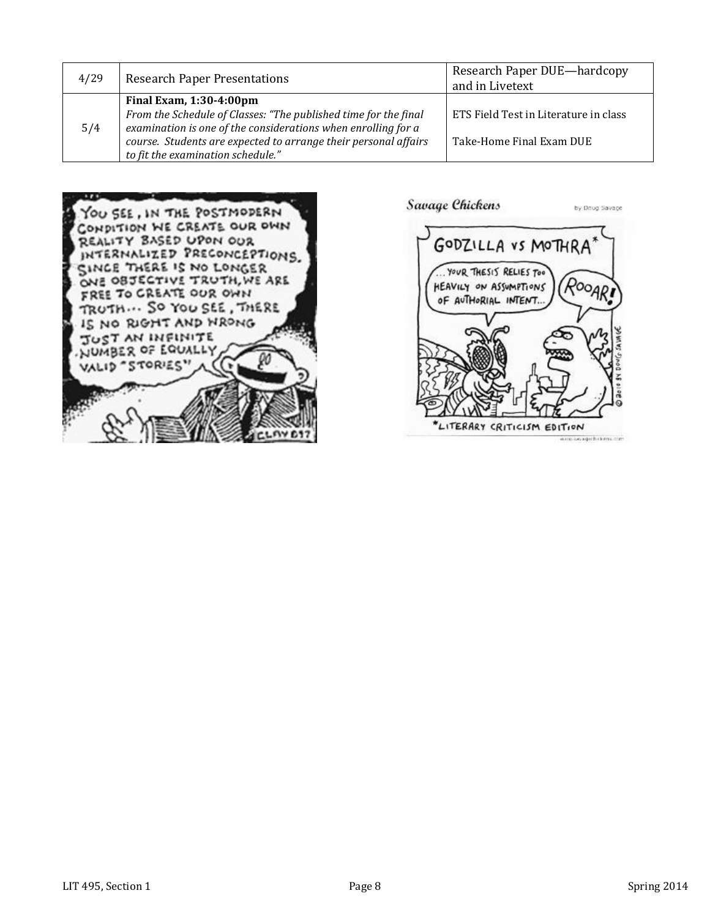| | | |
|---|---|---|
| 4/29 | Research Paper Presentations | Research Paper DUE—hardcopy and in Livetext |
| 5/4 | **Final Exam, 1:30-4:00pm**<br>*From the Schedule of Classes: "The published time for the final examination is one of the considerations when enrolling for a course. Students are expected to arrange their personal affairs to fit the examination schedule."* | ETS Field Test in Literature in class<br><br>Take-Home Final Exam DUE |